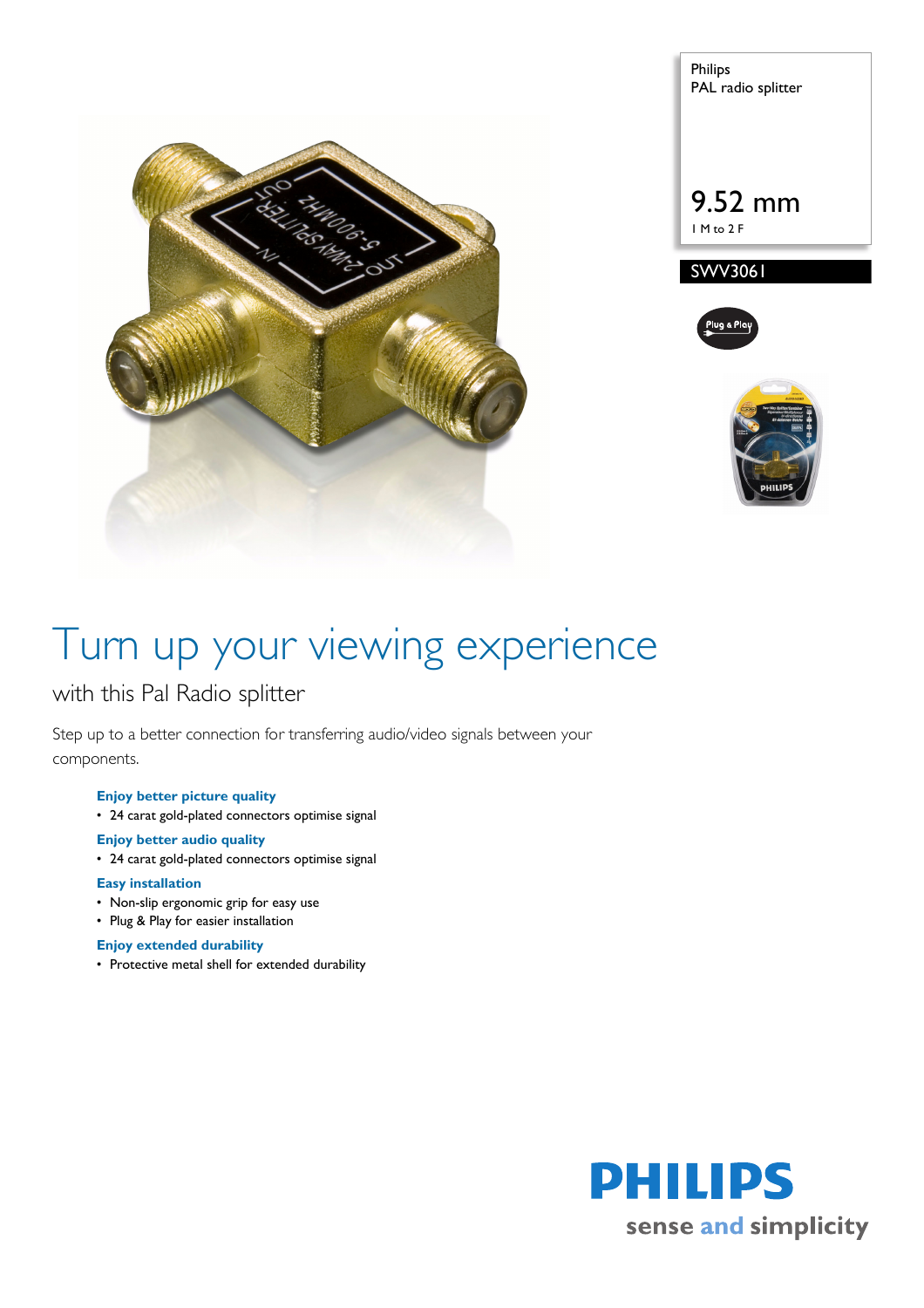Philips
PAL radio splitter

9.52 mm
1 M to 2 F

SWV3061

# Turn up your viewing experience

## with this Pal Radio splitter

Step up to a better connection for transferring audio/video signals between your components.

**Enjoy better picture quality**

- 24 carat gold-plated connectors optimise signal

**Enjoy better audio quality**

- 24 carat gold-plated connectors optimise signal

**Easy installation**

- Non-slip ergonomic grip for easy use
- Plug & Play for easier installation

**Enjoy extended durability**

- Protective metal shell for extended durability

PHILIPS
sense and simplicity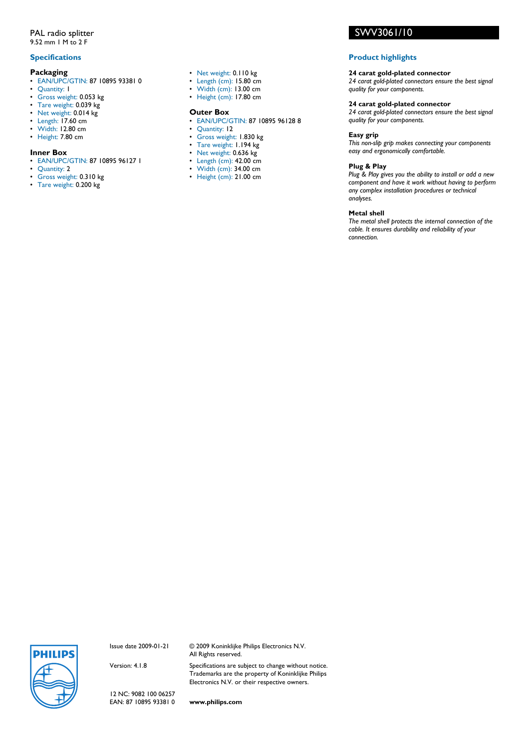PAL radio splitter
9.52 mm 1 M to 2 F

SWV3061/10

## Specifications

### Packaging

- EAN/UPC/GTIN: 87 10895 93381 0
- Quantity: 1
- Gross weight: 0.053 kg
- Tare weight: 0.039 kg
- Net weight: 0.014 kg
- Length: 17.60 cm
- Width: 12.80 cm
- Height: 7.80 cm

### Inner Box

- EAN/UPC/GTIN: 87 10895 96127 1
- Quantity: 2
- Gross weight: 0.310 kg
- Tare weight: 0.200 kg
- Net weight: 0.110 kg
- Length (cm): 15.80 cm
- Width (cm): 13.00 cm
- Height (cm): 17.80 cm

### Outer Box

- EAN/UPC/GTIN: 87 10895 96128 8
- Quantity: 12
- Gross weight: 1.830 kg
- Tare weight: 1.194 kg
- Net weight: 0.636 kg
- Length (cm): 42.00 cm
- Width (cm): 34.00 cm
- Height (cm): 21.00 cm

## Product highlights

**24 carat gold-plated connector**
*24 carat gold-plated connectors ensure the best signal quality for your components.*

**24 carat gold-plated connector**
*24 carat gold-plated connectors ensure the best signal quality for your components.*

**Easy grip**
*This non-slip grip makes connecting your components easy and ergonomically comfortable.*

**Plug & Play**
*Plug & Play gives you the ability to install or add a new component and have it work without having to perform any complex installation procedures or technical analyses.*

**Metal shell**
*The metal shell protects the internal connection of the cable. It ensures durability and reliability of your connection.*

Issue date 2009-01-21

Version: 4.1.8

12 NC: 9082 100 06257
EAN: 87 10895 93381 0

© 2009 Koninklijke Philips Electronics N.V.
All Rights reserved.

Specifications are subject to change without notice.
Trademarks are the property of Koninklijke Philips Electronics N.V. or their respective owners.

**www.philips.com**